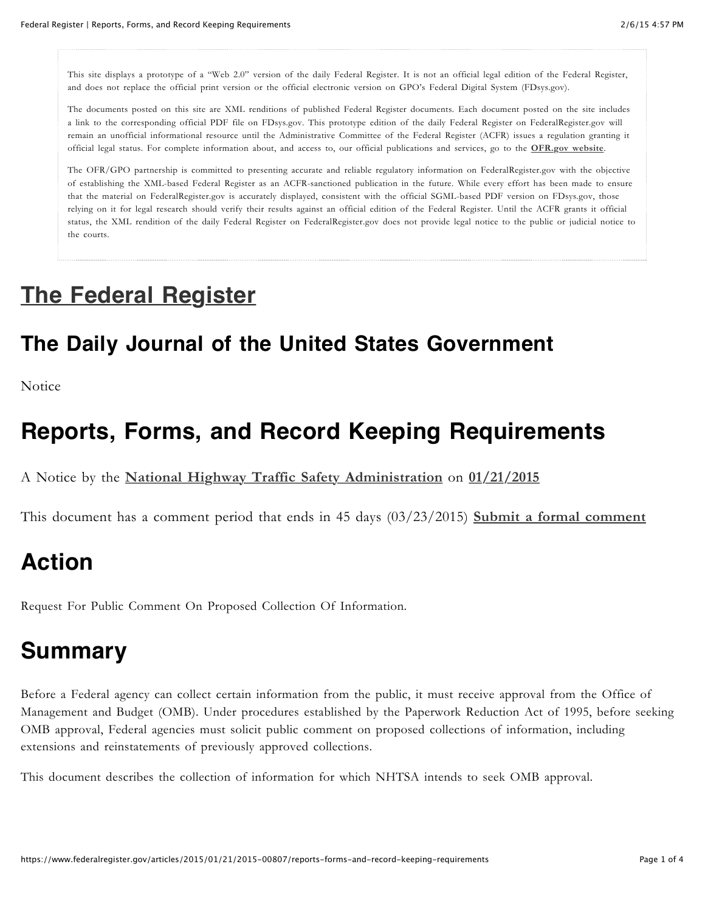This site displays a prototype of a "Web 2.0" version of the daily Federal Register. It is not an official legal edition of the Federal Register, and does not replace the official print version or the official electronic version on GPO's Federal Digital System (FDsys.gov).

The documents posted on this site are XML renditions of published Federal Register documents. Each document posted on the site includes a link to the corresponding official PDF file on FDsys.gov. This prototype edition of the daily Federal Register on FederalRegister.gov will remain an unofficial informational resource until the Administrative Committee of the Federal Register (ACFR) issues a regulation granting it official legal status. For complete information about, and access to, our official publications and services, go to the **OFR.gov website**.

The OFR/GPO partnership is committed to presenting accurate and reliable regulatory information on FederalRegister.gov with the objective of establishing the XML-based Federal Register as an ACFR-sanctioned publication in the future. While every effort has been made to ensure that the material on FederalRegister.gov is accurately displayed, consistent with the official SGML-based PDF version on FDsys.gov, those relying on it for legal research should verify their results against an official edition of the Federal Register. Until the ACFR grants it official status, the XML rendition of the daily Federal Register on FederalRegister.gov does not provide legal notice to the public or judicial notice to the courts.

# The Federal Register

## The Daily Journal of the United States Government

Notice

# Reports, Forms, and Record Keeping Requirements

A Notice by the **National Highway Traffic Safety Administration** on **01/21/2015**

This document has a comment period that ends in 45 days (03/23/2015) **Submit a formal comment**

## Action

Request For Public Comment On Proposed Collection Of Information.

## Summary

Before a Federal agency can collect certain information from the public, it must receive approval from the Office of Management and Budget (OMB). Under procedures established by the Paperwork Reduction Act of 1995, before seeking OMB approval, Federal agencies must solicit public comment on proposed collections of information, including extensions and reinstatements of previously approved collections.

This document describes the collection of information for which NHTSA intends to seek OMB approval.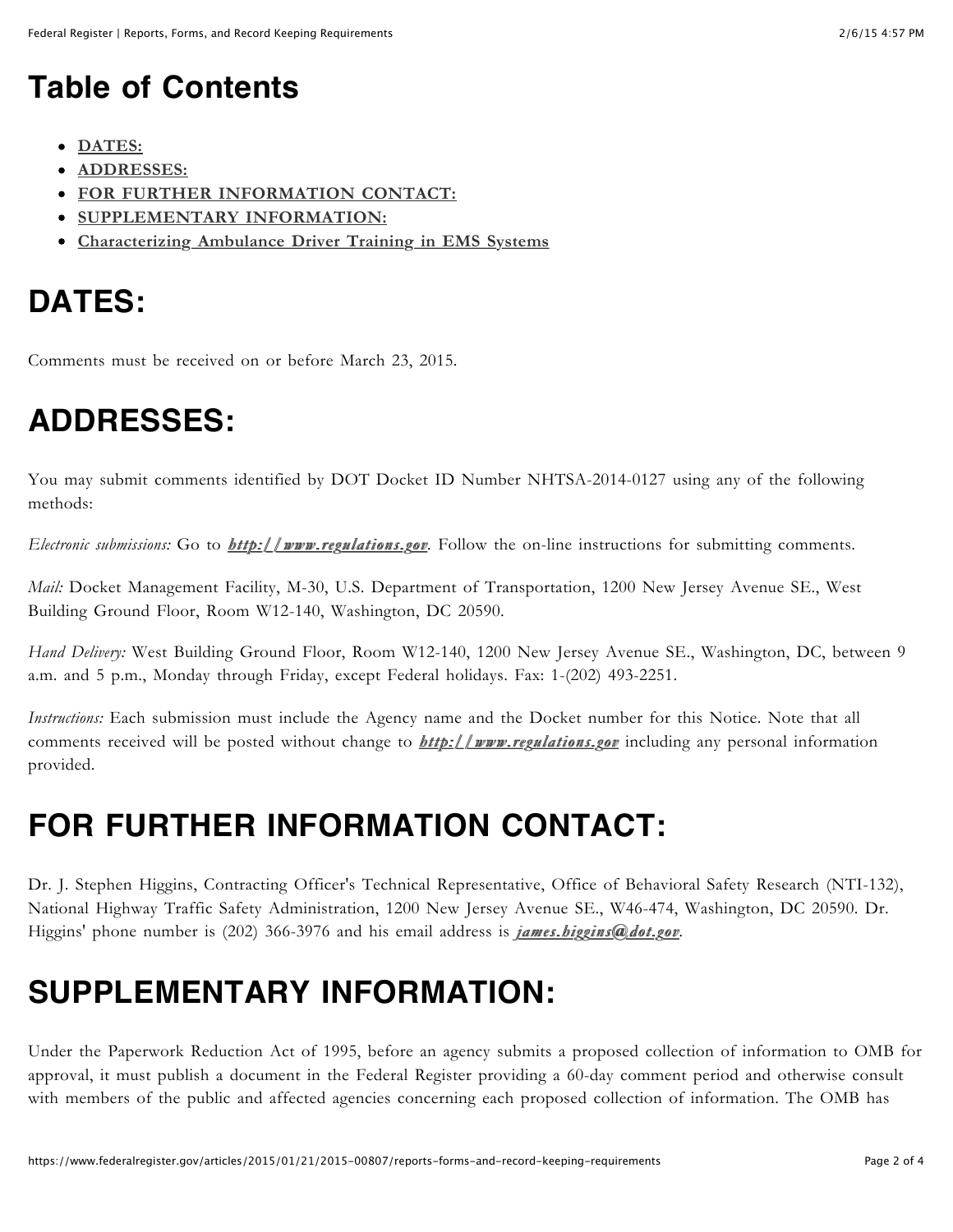# Table of Contents

- **DATES:**
- **ADDRESSES:**
- **FOR FURTHER INFORMATION CONTACT:**
- **SUPPLEMENTARY INFORMATION:**
- **Characterizing Ambulance Driver Training in EMS Systems**

# DATES:

Comments must be received on or before March 23, 2015.

# ADDRESSES:

You may submit comments identified by DOT Docket ID Number NHTSA-2014-0127 using any of the following methods:

*Electronic submissions:* Go to ***http://www.regulations.gov***. Follow the on-line instructions for submitting comments.

*Mail:* Docket Management Facility, M-30, U.S. Department of Transportation, 1200 New Jersey Avenue SE., West Building Ground Floor, Room W12-140, Washington, DC 20590.

*Hand Delivery:* West Building Ground Floor, Room W12-140, 1200 New Jersey Avenue SE., Washington, DC, between 9 a.m. and 5 p.m., Monday through Friday, except Federal holidays. Fax: 1-(202) 493-2251.

*Instructions:* Each submission must include the Agency name and the Docket number for this Notice. Note that all comments received will be posted without change to ***http://www.regulations.gov*** including any personal information provided.

# FOR FURTHER INFORMATION CONTACT:

Dr. J. Stephen Higgins, Contracting Officer's Technical Representative, Office of Behavioral Safety Research (NTI-132), National Highway Traffic Safety Administration, 1200 New Jersey Avenue SE., W46-474, Washington, DC 20590. Dr. Higgins' phone number is (202) 366-3976 and his email address is ***james.higgins@dot.gov***.

# SUPPLEMENTARY INFORMATION:

Under the Paperwork Reduction Act of 1995, before an agency submits a proposed collection of information to OMB for approval, it must publish a document in the Federal Register providing a 60-day comment period and otherwise consult with members of the public and affected agencies concerning each proposed collection of information. The OMB has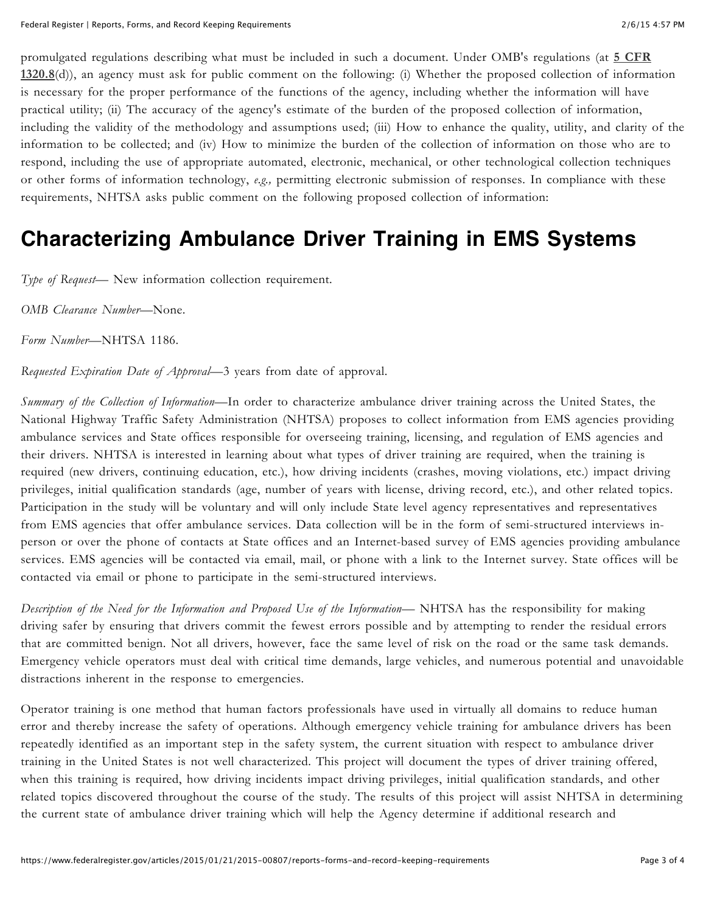promulgated regulations describing what must be included in such a document. Under OMB's regulations (at **5 CFR 1320.8**(d)), an agency must ask for public comment on the following: (i) Whether the proposed collection of information is necessary for the proper performance of the functions of the agency, including whether the information will have practical utility; (ii) The accuracy of the agency's estimate of the burden of the proposed collection of information, including the validity of the methodology and assumptions used; (iii) How to enhance the quality, utility, and clarity of the information to be collected; and (iv) How to minimize the burden of the collection of information on those who are to respond, including the use of appropriate automated, electronic, mechanical, or other technological collection techniques or other forms of information technology, *e.g.,* permitting electronic submission of responses. In compliance with these requirements, NHTSA asks public comment on the following proposed collection of information:

## Characterizing Ambulance Driver Training in EMS Systems

*Type of Request*— New information collection requirement.

*OMB Clearance Number*—None.

*Form Number*—NHTSA 1186.

*Requested Expiration Date of Approval*—3 years from date of approval.

*Summary of the Collection of Information*—In order to characterize ambulance driver training across the United States, the National Highway Traffic Safety Administration (NHTSA) proposes to collect information from EMS agencies providing ambulance services and State offices responsible for overseeing training, licensing, and regulation of EMS agencies and their drivers. NHTSA is interested in learning about what types of driver training are required, when the training is required (new drivers, continuing education, etc.), how driving incidents (crashes, moving violations, etc.) impact driving privileges, initial qualification standards (age, number of years with license, driving record, etc.), and other related topics. Participation in the study will be voluntary and will only include State level agency representatives and representatives from EMS agencies that offer ambulance services. Data collection will be in the form of semi-structured interviews in-person or over the phone of contacts at State offices and an Internet-based survey of EMS agencies providing ambulance services. EMS agencies will be contacted via email, mail, or phone with a link to the Internet survey. State offices will be contacted via email or phone to participate in the semi-structured interviews.

*Description of the Need for the Information and Proposed Use of the Information*— NHTSA has the responsibility for making driving safer by ensuring that drivers commit the fewest errors possible and by attempting to render the residual errors that are committed benign. Not all drivers, however, face the same level of risk on the road or the same task demands. Emergency vehicle operators must deal with critical time demands, large vehicles, and numerous potential and unavoidable distractions inherent in the response to emergencies.

Operator training is one method that human factors professionals have used in virtually all domains to reduce human error and thereby increase the safety of operations. Although emergency vehicle training for ambulance drivers has been repeatedly identified as an important step in the safety system, the current situation with respect to ambulance driver training in the United States is not well characterized. This project will document the types of driver training offered, when this training is required, how driving incidents impact driving privileges, initial qualification standards, and other related topics discovered throughout the course of the study. The results of this project will assist NHTSA in determining the current state of ambulance driver training which will help the Agency determine if additional research and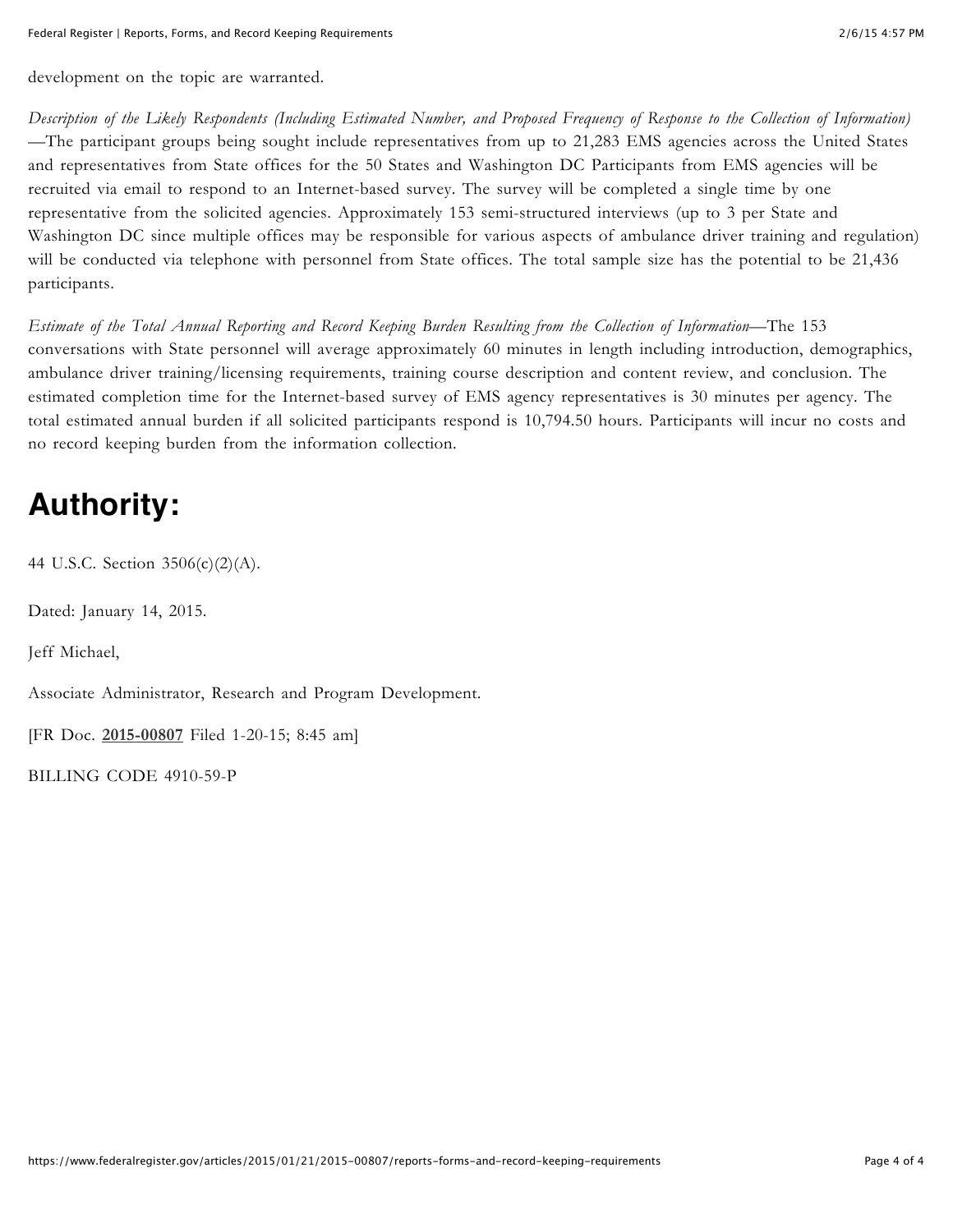development on the topic are warranted.

*Description of the Likely Respondents (Including Estimated Number, and Proposed Frequency of Response to the Collection of Information)*—The participant groups being sought include representatives from up to 21,283 EMS agencies across the United States and representatives from State offices for the 50 States and Washington DC Participants from EMS agencies will be recruited via email to respond to an Internet-based survey. The survey will be completed a single time by one representative from the solicited agencies. Approximately 153 semi-structured interviews (up to 3 per State and Washington DC since multiple offices may be responsible for various aspects of ambulance driver training and regulation) will be conducted via telephone with personnel from State offices. The total sample size has the potential to be 21,436 participants.

*Estimate of the Total Annual Reporting and Record Keeping Burden Resulting from the Collection of Information*—The 153 conversations with State personnel will average approximately 60 minutes in length including introduction, demographics, ambulance driver training/licensing requirements, training course description and content review, and conclusion. The estimated completion time for the Internet-based survey of EMS agency representatives is 30 minutes per agency. The total estimated annual burden if all solicited participants respond is 10,794.50 hours. Participants will incur no costs and no record keeping burden from the information collection.

## Authority:

44 U.S.C. Section 3506(c)(2)(A).

Dated: January 14, 2015.

Jeff Michael,

Associate Administrator, Research and Program Development.

[FR Doc. **2015-00807** Filed 1-20-15; 8:45 am]

BILLING CODE 4910-59-P